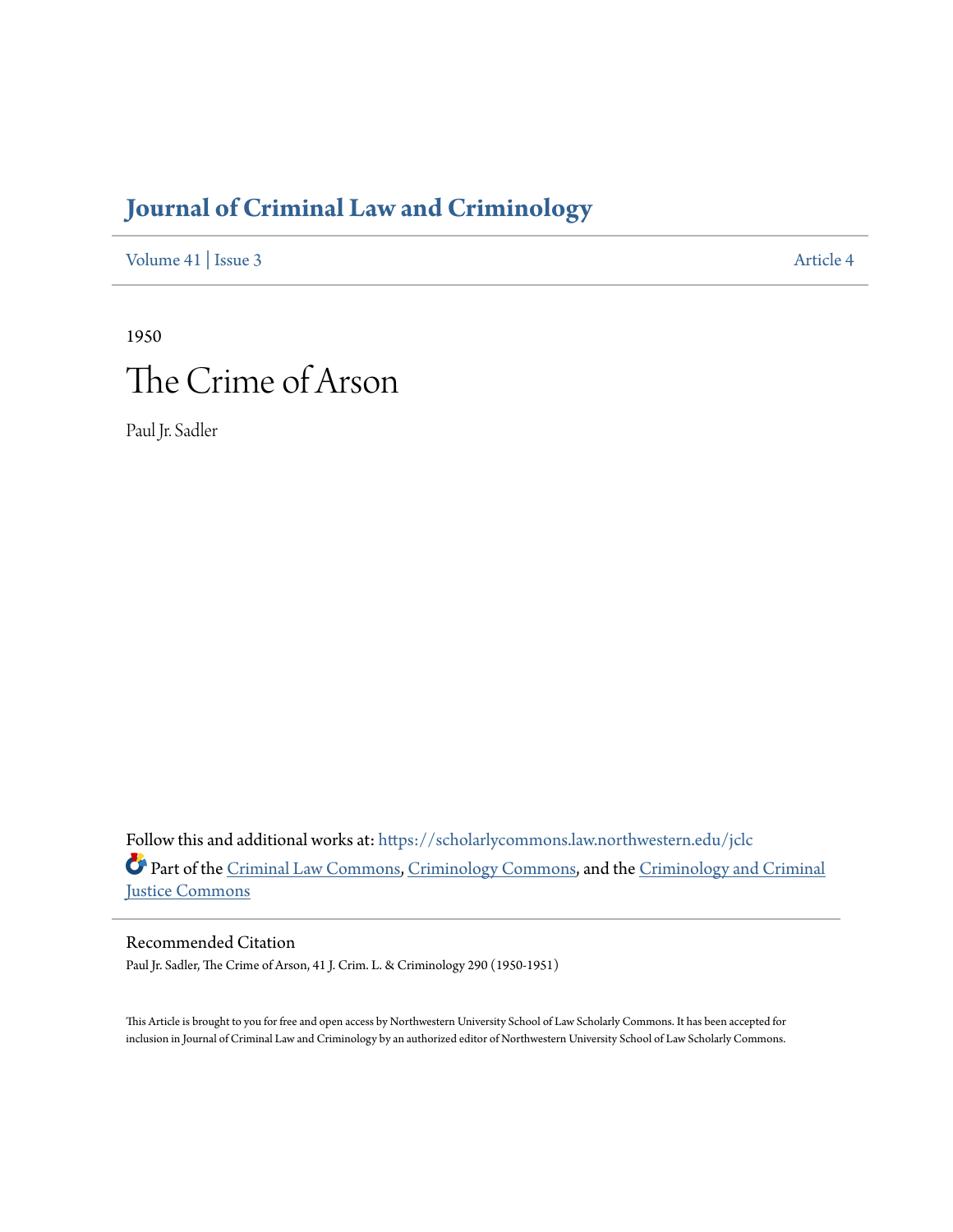# Journal of Criminal Law and Criminology

Volume 41 | Issue 3 Article 4

1950

# The Crime of Arson

Paul Jr. Sadler

Follow this and additional works at: https://scholarlycommons.law.northwestern.edu/jclc

Part of the Criminal Law Commons, Criminology Commons, and the Criminology and Criminal Justice Commons

## Recommended Citation

Paul Jr. Sadler, The Crime of Arson, 41 J. Crim. L. & Criminology 290 (1950-1951)

This Article is brought to you for free and open access by Northwestern University School of Law Scholarly Commons. It has been accepted for inclusion in Journal of Criminal Law and Criminology by an authorized editor of Northwestern University School of Law Scholarly Commons.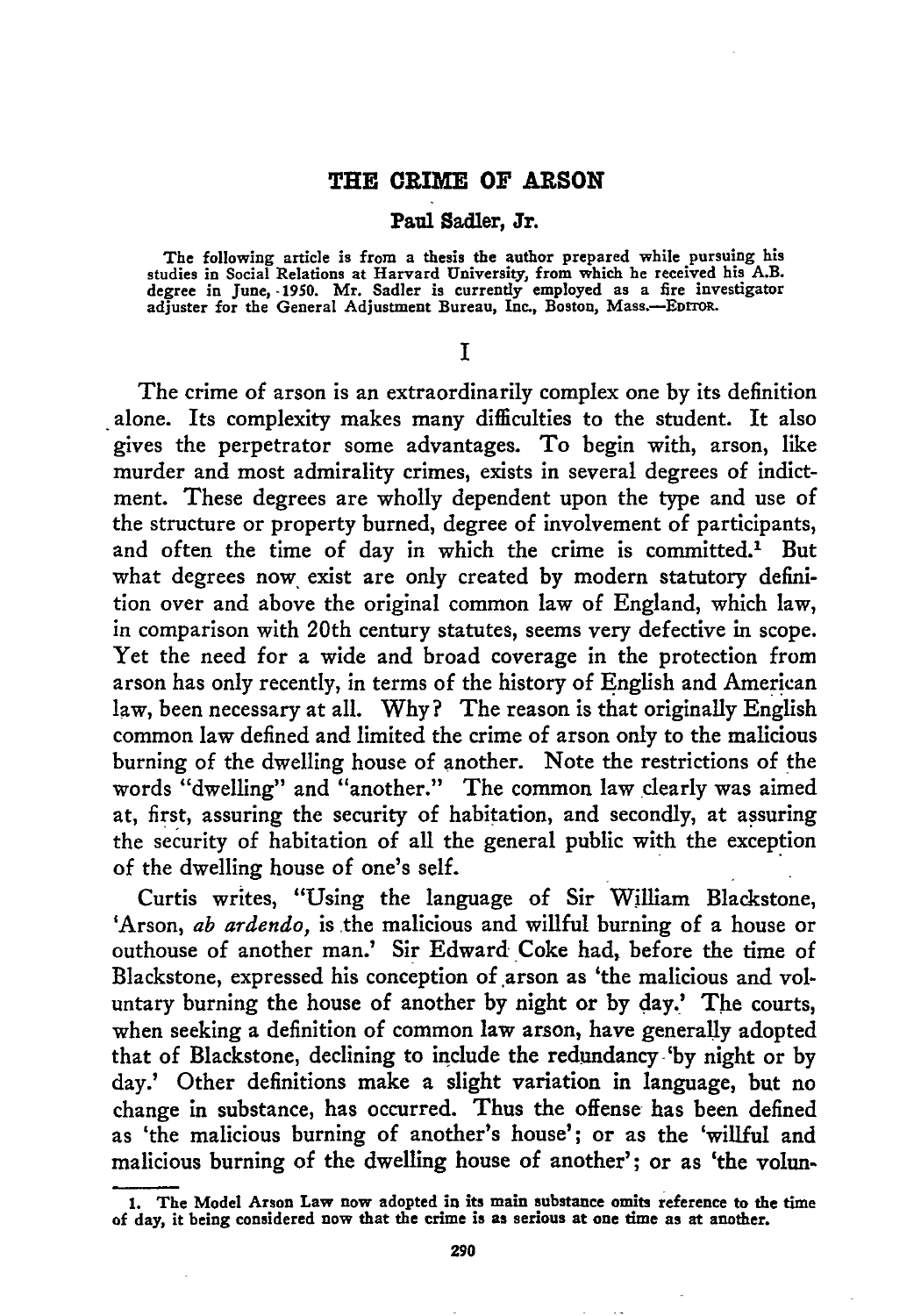# THE CRIME OF ARSON

**Paul Sadler, Jr.**

The following article is from a thesis the author prepared while pursuing his studies in Social Relations at Harvard University, from which he received his A.B. degree in June, 1950. Mr. Sadler is currently employed as a fire investigator adjuster for the General Adjustment Bureau, Inc., Boston, Mass.—EDITOR.

## I

The crime of arson is an extraordinarily complex one by its definition alone. Its complexity makes many difficulties to the student. It also gives the perpetrator some advantages. To begin with, arson, like murder and most admirality crimes, exists in several degrees of indictment. These degrees are wholly dependent upon the type and use of the structure or property burned, degree of involvement of participants, and often the time of day in which the crime is committed.[1] But what degrees now exist are only created by modern statutory definition over and above the original common law of England, which law, in comparison with 20th century statutes, seems very defective in scope. Yet the need for a wide and broad coverage in the protection from arson has only recently, in terms of the history of English and American law, been necessary at all. Why? The reason is that originally English common law defined and limited the crime of arson only to the malicious burning of the dwelling house of another. Note the restrictions of the words "dwelling" and "another." The common law clearly was aimed at, first, assuring the security of habitation, and secondly, at assuring the security of habitation of all the general public with the exception of the dwelling house of one's self.

Curtis writes, "Using the language of Sir William Blackstone, 'Arson, *ab ardendo*, is the malicious and willful burning of a house or outhouse of another man.' Sir Edward Coke had, before the time of Blackstone, expressed his conception of arson as 'the malicious and voluntary burning the house of another by night or by day.' The courts, when seeking a definition of common law arson, have generally adopted that of Blackstone, declining to include the redundancy 'by night or by day.' Other definitions make a slight variation in language, but no change in substance, has occurred. Thus the offense has been defined as 'the malicious burning of another's house'; or as the 'willful and malicious burning of the dwelling house of another'; or as 'the volun-

1. The Model Arson Law now adopted in its main substance omits reference to the time of day, it being considered now that the crime is as serious at one time as at another.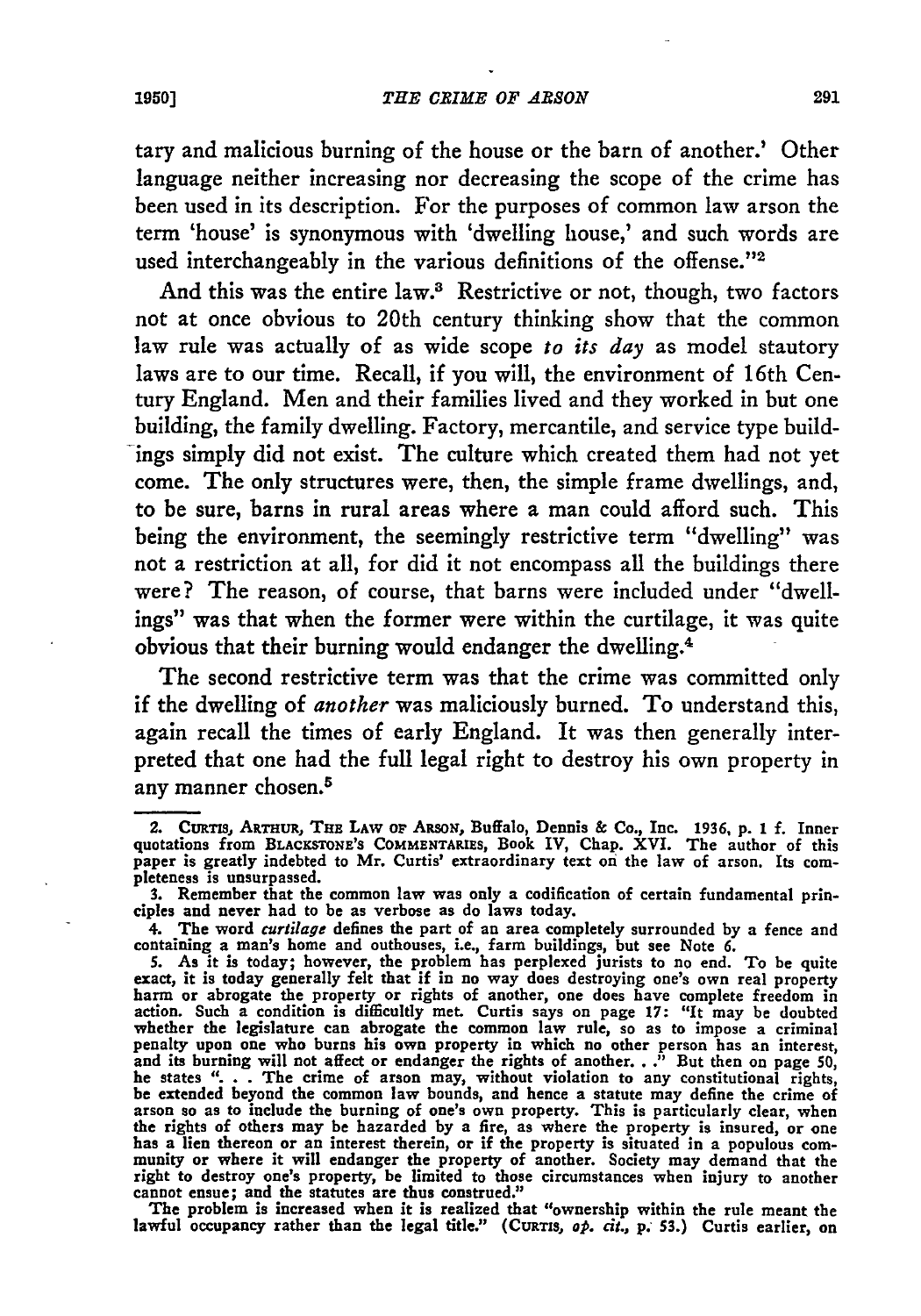tary and malicious burning of the house or the barn of another.' Other language neither increasing nor decreasing the scope of the crime has been used in its description. For the purposes of common law arson the term 'house' is synonymous with 'dwelling house,' and such words are used interchangeably in the various definitions of the offense."[2]

And this was the entire law.[3] Restrictive or not, though, two factors not at once obvious to 20th century thinking show that the common law rule was actually of as wide scope *to its day* as model stautory laws are to our time. Recall, if you will, the environment of 16th Century England. Men and their families lived and they worked in but one building, the family dwelling. Factory, mercantile, and service type buildings simply did not exist. The culture which created them had not yet come. The only structures were, then, the simple frame dwellings, and, to be sure, barns in rural areas where a man could afford such. This being the environment, the seemingly restrictive term "dwelling" was not a restriction at all, for did it not encompass all the buildings there were? The reason, of course, that barns were included under "dwellings" was that when the former were within the curtilage, it was quite obvious that their burning would endanger the dwelling.[4]

The second restrictive term was that the crime was committed only if the dwelling of *another* was maliciously burned. To understand this, again recall the times of early England. It was then generally interpreted that one had the full legal right to destroy his own property in any manner chosen.[5]

---

2. CURTIS, ARTHUR, THE LAW OF ARSON, Buffalo, Dennis & Co., Inc. 1936, p. 1 f. Inner quotations from BLACKSTONE'S COMMENTARIES, Book IV, Chap. XVI. The author of this paper is greatly indebted to Mr. Curtis' extraordinary text on the law of arson. Its completeness is unsurpassed.

3. Remember that the common law was only a codification of certain fundamental principles and never had to be as verbose as do laws today.

4. The word *curtilage* defines the part of an area completely surrounded by a fence and containing a man's home and outhouses, i.e., farm buildings, but see Note 6.

5. As it is today; however, the problem has perplexed jurists to no end. To be quite exact, it is today generally felt that if in no way does destroying one's own real property harm or abrogate the property or rights of another, one does have complete freedom in action. Such a condition is difficultly met. Curtis says on page 17: "It may be doubted whether the legislature can abrogate the common law rule, so as to impose a criminal penalty upon one who burns his own property in which no other person has an interest, and its burning will not affect or endanger the rights of another. . ." But then on page 50, he states ". . . The crime of arson may, without violation to any constitutional rights, be extended beyond the common law bounds, and hence a statute may define the crime of arson so as to include the burning of one's own property. This is particularly clear, when the rights of others may be hazarded by a fire, as where the property is insured, or one has a lien thereon or an interest therein, or if the property is situated in a populous community or where it will endanger the property of another. Society may demand that the right to destroy one's property, be limited to those circumstances when injury to another cannot ensue; and the statutes are thus construed."

The problem is increased when it is realized that "ownership within the rule meant the lawful occupancy rather than the legal title." (CURTIS, *op. cit.*, p. 53.) Curtis earlier, on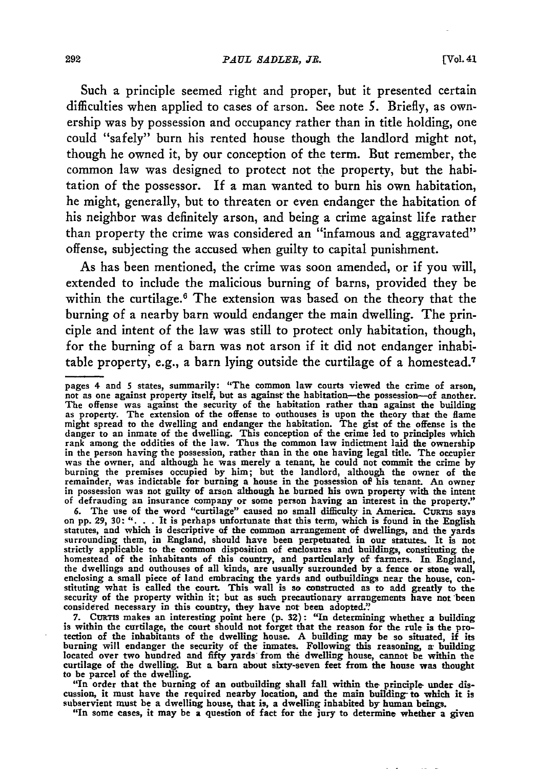Such a principle seemed right and proper, but it presented certain difficulties when applied to cases of arson. See note 5. Briefly, as ownership was by possession and occupancy rather than in title holding, one could "safely" burn his rented house though the landlord might not, though he owned it, by our conception of the term. But remember, the common law was designed to protect not the property, but the habitation of the possessor. If a man wanted to burn his own habitation, he might, generally, but to threaten or even endanger the habitation of his neighbor was definitely arson, and being a crime against life rather than property the crime was considered an "infamous and aggravated" offense, subjecting the accused when guilty to capital punishment.

As has been mentioned, the crime was soon amended, or if you will, extended to include the malicious burning of barns, provided they be within the curtilage.[6] The extension was based on the theory that the burning of a nearby barn would endanger the main dwelling. The principle and intent of the law was still to protect only habitation, though, for the burning of a barn was not arson if it did not endanger inhabitable property, e.g., a barn lying outside the curtilage of a homestead.[7]

---

pages 4 and 5 states, summarily: "The common law courts viewed the crime of arson, not as one against property itself, but as against the habitation—the possession—of another. The offense was against the security of the habitation rather than against the building as property. The extension of the offense to outhouses is upon the theory that the flame might spread to the dwelling and endanger the habitation. The gist of the offense is the danger to an inmate of the dwelling. This conception of the crime led to principles which rank among the oddities of the law. Thus the common law indictment laid the ownership in the person having the possession, rather than in the one having legal title. The occupier was the owner, and although he was merely a tenant, he could not commit the crime by burning the premises occupied by him; but the landlord, although the owner of the remainder, was indictable for burning a house in the possession of his tenant. An owner in possession was not guilty of arson although he burned his own property with the intent of defrauding an insurance company or some person having an interest in the property."

6. The use of the word "curtilage" caused no small difficulty in America. CURTIS says on pp. 29, 30: ". . . It is perhaps unfortunate that this term, which is found in the English statutes, and which is descriptive of the common arrangement of dwellings, and the yards surrounding them, in England, should have been perpetuated in our statutes. It is not strictly applicable to the common disposition of enclosures and buildings, constituting the homestead of the inhabitants of this country, and particularly of farmers. In England, the dwellings and outhouses of all kinds, are usually surrounded by a fence or stone wall, enclosing a small piece of land embracing the yards and outbuildings near the house, constituting what is called the court. This wall is so constructed as to add greatly to the security of the property within it; but as such precautionary arrangements have not been considered necessary in this country, they have not been adopted."

7. CURTIS makes an interesting point here (p. 32): "In determining whether a building is within the curtilage, the court should not forget that the reason for the rule is the protection of the inhabitants of the dwelling house. A building may be so situated, if its burning will endanger the security of the inmates. Following this reasoning, a building located over two hundred and fifty yards from the dwelling house, cannot be within the curtilage of the dwelling. But a barn about sixty-seven feet from the house was thought to be parcel of the dwelling.

"In order that the burning of an outbuilding shall fall within the principle under discussion, it must have the required nearby location, and the main building to which it is subservient must be a dwelling house, that is, a dwelling inhabited by human beings.

"In some cases, it may be a question of fact for the jury to determine whether a given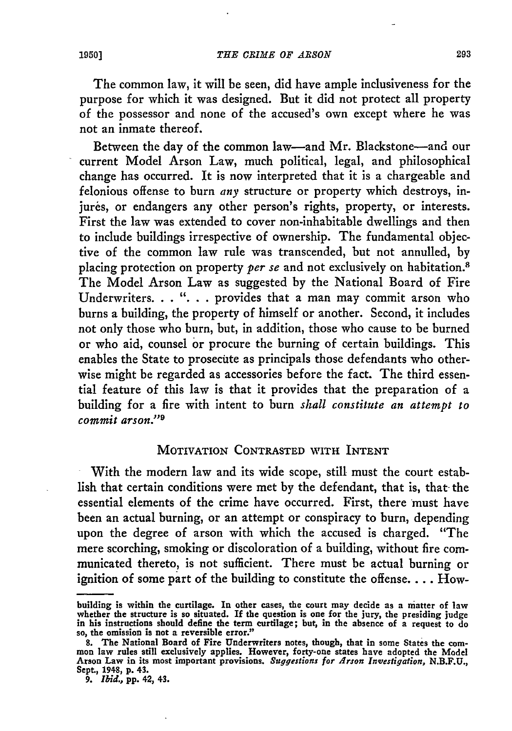The common law, it will be seen, did have ample inclusiveness for the purpose for which it was designed. But it did not protect all property of the possessor and none of the accused's own except where he was not an inmate thereof.

Between the day of the common law—and Mr. Blackstone—and our current Model Arson Law, much political, legal, and philosophical change has occurred. It is now interpreted that it is a chargeable and felonious offense to burn *any* structure or property which destroys, injures, or endangers any other person's rights, property, or interests. First the law was extended to cover non-inhabitable dwellings and then to include buildings irrespective of ownership. The fundamental objective of the common law rule was transcended, but not annulled, by placing protection on property *per se* and not exclusively on habitation.[8] The Model Arson Law as suggested by the National Board of Fire Underwriters. . . ". . . provides that a man may commit arson who burns a building, the property of himself or another. Second, it includes not only those who burn, but, in addition, those who cause to be burned or who aid, counsel or procure the burning of certain buildings. This enables the State to prosecute as principals those defendants who otherwise might be regarded as accessories before the fact. The third essential feature of this law is that it provides that the preparation of a building for a fire with intent to burn *shall constitute an attempt to commit arson*."[9]

## Motivation Contrasted with Intent

With the modern law and its wide scope, still must the court establish that certain conditions were met by the defendant, that is, that the essential elements of the crime have occurred. First, there must have been an actual burning, or an attempt or conspiracy to burn, depending upon the degree of arson with which the accused is charged. "The mere scorching, smoking or discoloration of a building, without fire communicated thereto, is not sufficient. There must be actual burning or ignition of some part of the building to constitute the offense. . . . How-

---

building is within the curtilage. In other cases, the court may decide as a matter of law whether the structure is so situated. If the question is one for the jury, the presiding judge in his instructions should define the term curtilage; but, in the absence of a request to do so, the omission is not a reversible error."

8. The National Board of Fire Underwriters notes, though, that in some States the common law rules still exclusively applies. However, forty-one states have adopted the Model Arson Law in its most important provisions. *Suggestions for Arson Investigation*, N.B.F.U., Sept., 1948, p. 43.

9. *Ibid.*, pp. 42, 43.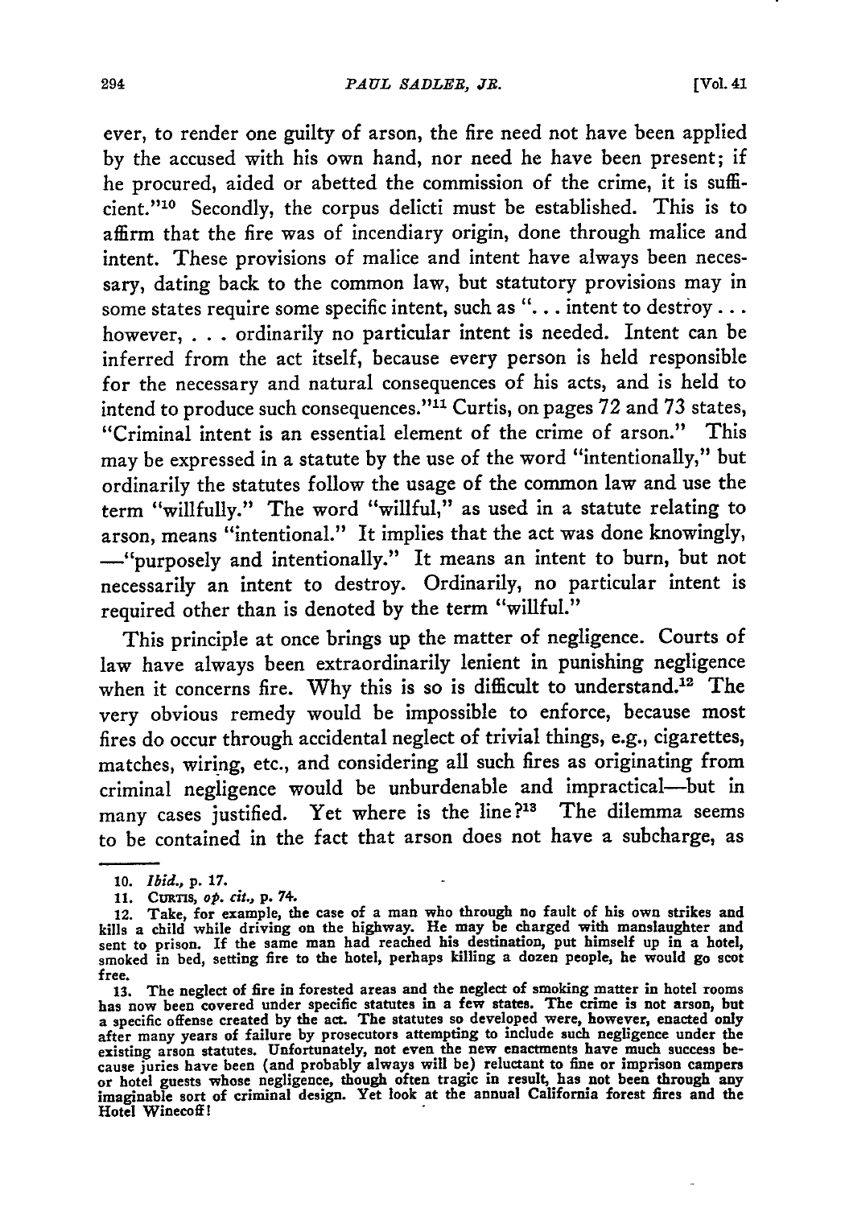ever, to render one guilty of arson, the fire need not have been applied by the accused with his own hand, nor need he have been present; if he procured, aided or abetted the commission of the crime, it is sufficient."[10] Secondly, the corpus delicti must be established. This is to affirm that the fire was of incendiary origin, done through malice and intent. These provisions of malice and intent have always been necessary, dating back to the common law, but statutory provisions may in some states require some specific intent, such as "... intent to destroy ... however, ... ordinarily no particular intent is needed. Intent can be inferred from the act itself, because every person is held responsible for the necessary and natural consequences of his acts, and is held to intend to produce such consequences."[11] Curtis, on pages 72 and 73 states, "Criminal intent is an essential element of the crime of arson." This may be expressed in a statute by the use of the word "intentionally," but ordinarily the statutes follow the usage of the common law and use the term "willfully." The word "willful," as used in a statute relating to arson, means "intentional." It implies that the act was done knowingly, —"purposely and intentionally." It means an intent to burn, but not necessarily an intent to destroy. Ordinarily, no particular intent is required other than is denoted by the term "willful."

This principle at once brings up the matter of negligence. Courts of law have always been extraordinarily lenient in punishing negligence when it concerns fire. Why this is so is difficult to understand.[12] The very obvious remedy would be impossible to enforce, because most fires do occur through accidental neglect of trivial things, e.g., cigarettes, matches, wiring, etc., and considering all such fires as originating from criminal negligence would be unburdenable and impractical—but in many cases justified. Yet where is the line?[13] The dilemma seems to be contained in the fact that arson does not have a subcharge, as

---

10. *Ibid.*, p. 17.

11. CURTIS, *op. cit.*, p. 74.

12. Take, for example, the case of a man who through no fault of his own strikes and kills a child while driving on the highway. He may be charged with manslaughter and sent to prison. If the same man had reached his destination, put himself up in a hotel, smoked in bed, setting fire to the hotel, perhaps killing a dozen people, he would go scot free.

13. The neglect of fire in forested areas and the neglect of smoking matter in hotel rooms has now been covered under specific statutes in a few states. The crime is not arson, but a specific offense created by the act. The statutes so developed were, however, enacted only after many years of failure by prosecutors attempting to include such negligence under the existing arson statutes. Unfortunately, not even the new enactments have much success because juries have been (and probably always will be) reluctant to fine or imprison campers or hotel guests whose negligence, though often tragic in result, has not been through any imaginable sort of criminal design. Yet look at the annual California forest fires and the Hotel Winecoff!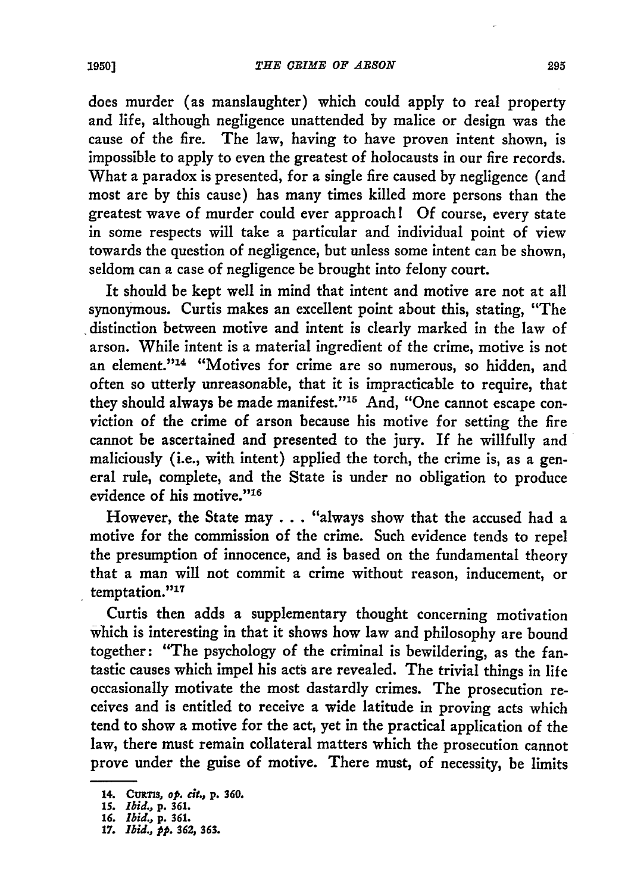does murder (as manslaughter) which could apply to real property and life, although negligence unattended by malice or design was the cause of the fire. The law, having to have proven intent shown, is impossible to apply to even the greatest of holocausts in our fire records. What a paradox is presented, for a single fire caused by negligence (and most are by this cause) has many times killed more persons than the greatest wave of murder could ever approach! Of course, every state in some respects will take a particular and individual point of view towards the question of negligence, but unless some intent can be shown, seldom can a case of negligence be brought into felony court.

It should be kept well in mind that intent and motive are not at all synonymous. Curtis makes an excellent point about this, stating, "The distinction between motive and intent is clearly marked in the law of arson. While intent is a material ingredient of the crime, motive is not an element."[14] "Motives for crime are so numerous, so hidden, and often so utterly unreasonable, that it is impracticable to require, that they should always be made manifest."[15] And, "One cannot escape conviction of the crime of arson because his motive for setting the fire cannot be ascertained and presented to the jury. If he willfully and maliciously (i.e., with intent) applied the torch, the crime is, as a general rule, complete, and the State is under no obligation to produce evidence of his motive."[16]

However, the State may . . . "always show that the accused had a motive for the commission of the crime. Such evidence tends to repel the presumption of innocence, and is based on the fundamental theory that a man will not commit a crime without reason, inducement, or temptation."[17]

Curtis then adds a supplementary thought concerning motivation which is interesting in that it shows how law and philosophy are bound together: "The psychology of the criminal is bewildering, as the fantastic causes which impel his acts are revealed. The trivial things in life occasionally motivate the most dastardly crimes. The prosecution receives and is entitled to receive a wide latitude in proving acts which tend to show a motive for the act, yet in the practical application of the law, there must remain collateral matters which the prosecution cannot prove under the guise of motive. There must, of necessity, be limits

---

14. CURTIS, *op. cit.*, p. 360.
15. *Ibid.*, p. 361.
16. *Ibid.*, p. 361.
17. *Ibid.*, *pp.* 362, 363.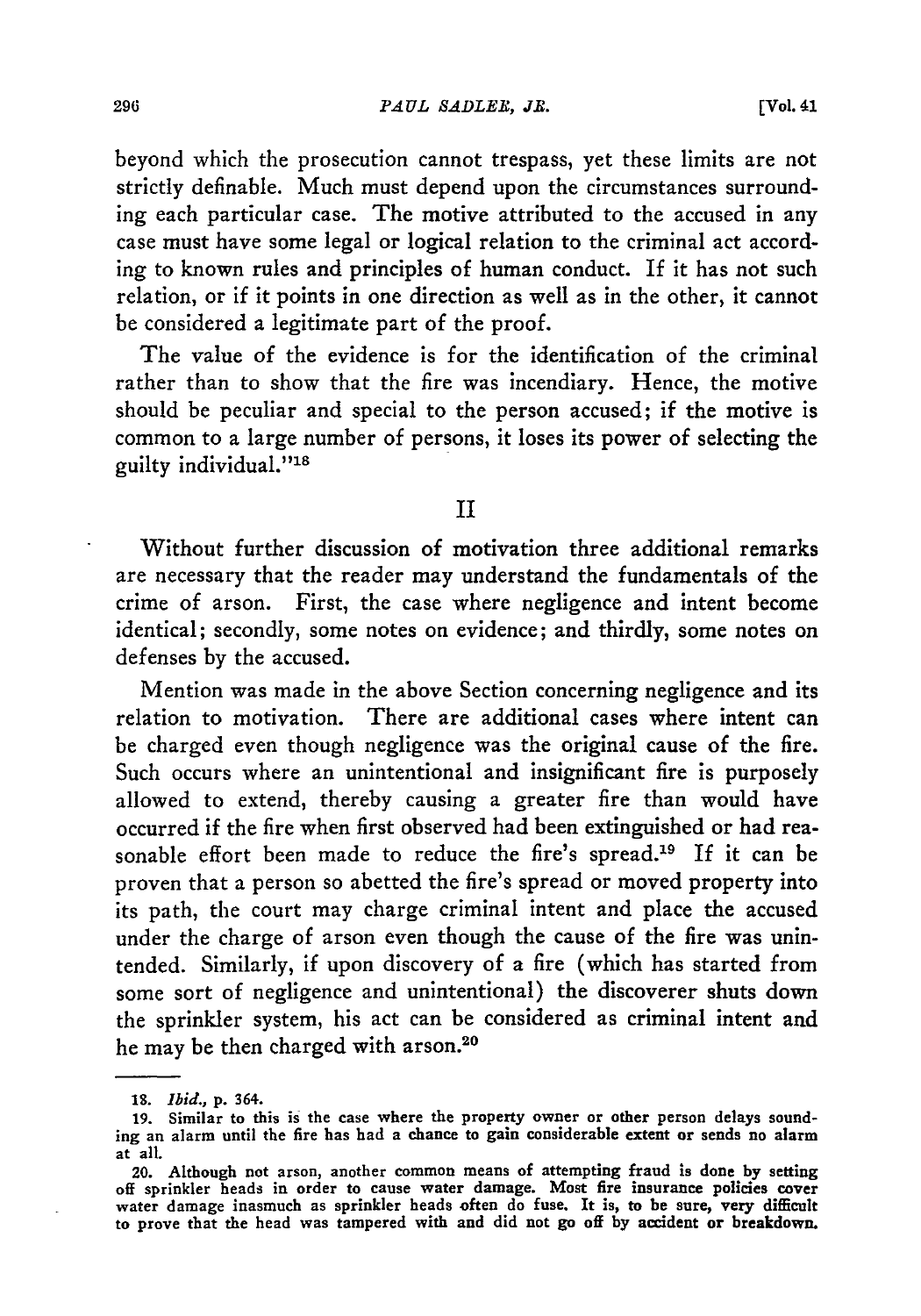beyond which the prosecution cannot trespass, yet these limits are not strictly definable. Much must depend upon the circumstances surrounding each particular case. The motive attributed to the accused in any case must have some legal or logical relation to the criminal act according to known rules and principles of human conduct. If it has not such relation, or if it points in one direction as well as in the other, it cannot be considered a legitimate part of the proof.

The value of the evidence is for the identification of the criminal rather than to show that the fire was incendiary. Hence, the motive should be peculiar and special to the person accused; if the motive is common to a large number of persons, it loses its power of selecting the guilty individual."[18]

## II

Without further discussion of motivation three additional remarks are necessary that the reader may understand the fundamentals of the crime of arson. First, the case where negligence and intent become identical; secondly, some notes on evidence; and thirdly, some notes on defenses by the accused.

Mention was made in the above Section concerning negligence and its relation to motivation. There are additional cases where intent can be charged even though negligence was the original cause of the fire. Such occurs where an unintentional and insignificant fire is purposely allowed to extend, thereby causing a greater fire than would have occurred if the fire when first observed had been extinguished or had reasonable effort been made to reduce the fire's spread.[19] If it can be proven that a person so abetted the fire's spread or moved property into its path, the court may charge criminal intent and place the accused under the charge of arson even though the cause of the fire was unintended. Similarly, if upon discovery of a fire (which has started from some sort of negligence and unintentional) the discoverer shuts down the sprinkler system, his act can be considered as criminal intent and he may be then charged with arson.[20]

---

18. *Ibid.*, p. 364.

19. Similar to this is the case where the property owner or other person delays sounding an alarm until the fire has had a chance to gain considerable extent or sends no alarm at all.

20. Although not arson, another common means of attempting fraud is done by setting off sprinkler heads in order to cause water damage. Most fire insurance policies cover water damage inasmuch as sprinkler heads often do fuse. It is, to be sure, very difficult to prove that the head was tampered with and did not go off by accident or breakdown.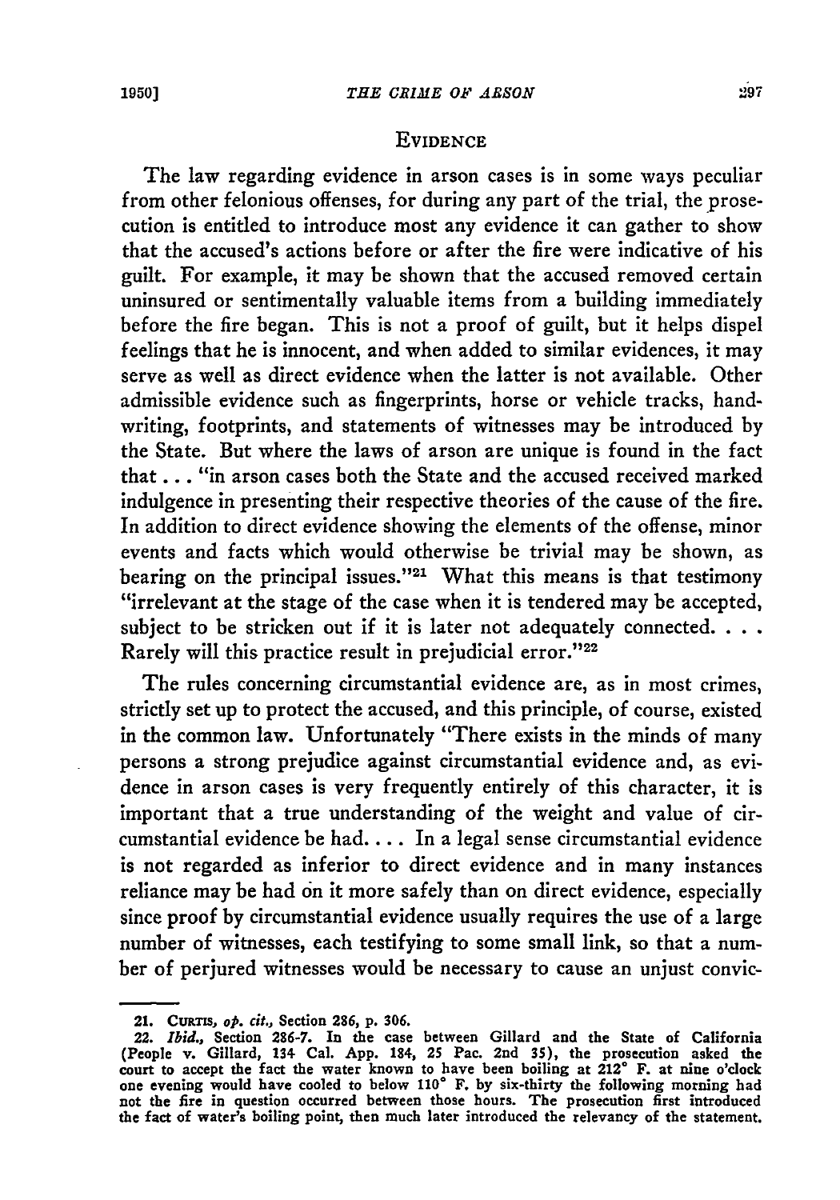## EVIDENCE

The law regarding evidence in arson cases is in some ways peculiar from other felonious offenses, for during any part of the trial, the prosecution is entitled to introduce most any evidence it can gather to show that the accused's actions before or after the fire were indicative of his guilt. For example, it may be shown that the accused removed certain uninsured or sentimentally valuable items from a building immediately before the fire began. This is not a proof of guilt, but it helps dispel feelings that he is innocent, and when added to similar evidences, it may serve as well as direct evidence when the latter is not available. Other admissible evidence such as fingerprints, horse or vehicle tracks, handwriting, footprints, and statements of witnesses may be introduced by the State. But where the laws of arson are unique is found in the fact that . . . "in arson cases both the State and the accused received marked indulgence in presenting their respective theories of the cause of the fire. In addition to direct evidence showing the elements of the offense, minor events and facts which would otherwise be trivial may be shown, as bearing on the principal issues."[21] What this means is that testimony "irrelevant at the stage of the case when it is tendered may be accepted, subject to be stricken out if it is later not adequately connected. . . . Rarely will this practice result in prejudicial error."[22]

The rules concerning circumstantial evidence are, as in most crimes, strictly set up to protect the accused, and this principle, of course, existed in the common law. Unfortunately "There exists in the minds of many persons a strong prejudice against circumstantial evidence and, as evidence in arson cases is very frequently entirely of this character, it is important that a true understanding of the weight and value of circumstantial evidence be had. . . . In a legal sense circumstantial evidence is not regarded as inferior to direct evidence and in many instances reliance may be had on it more safely than on direct evidence, especially since proof by circumstantial evidence usually requires the use of a large number of witnesses, each testifying to some small link, so that a number of perjured witnesses would be necessary to cause an unjust convic-

---

21. CURTIS, *op. cit.*, Section 286, p. 306.

22. *Ibid.*, Section 286-7. In the case between Gillard and the State of California (People v. Gillard, 134 Cal. App. 184, 25 Pac. 2nd 35), the prosecution asked the court to accept the fact the water known to have been boiling at 212° F. at nine o'clock one evening would have cooled to below 110° F. by six-thirty the following morning had not the fire in question occurred between those hours. The prosecution first introduced the fact of water's boiling point, then much later introduced the relevancy of the statement.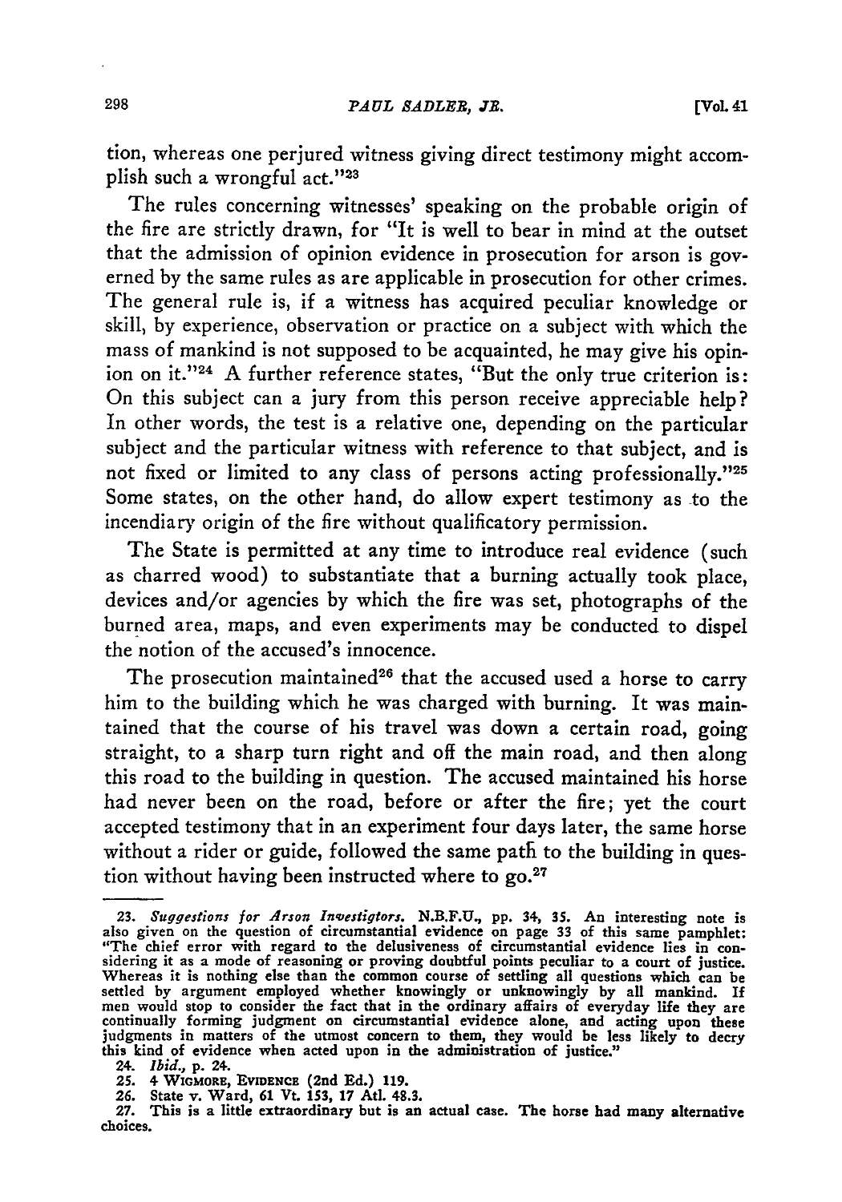tion, whereas one perjured witness giving direct testimony might accomplish such a wrongful act."[23]

The rules concerning witnesses' speaking on the probable origin of the fire are strictly drawn, for "It is well to bear in mind at the outset that the admission of opinion evidence in prosecution for arson is governed by the same rules as are applicable in prosecution for other crimes. The general rule is, if a witness has acquired peculiar knowledge or skill, by experience, observation or practice on a subject with which the mass of mankind is not supposed to be acquainted, he may give his opinion on it."[24] A further reference states, "But the only true criterion is: On this subject can a jury from this person receive appreciable help? In other words, the test is a relative one, depending on the particular subject and the particular witness with reference to that subject, and is not fixed or limited to any class of persons acting professionally."[25] Some states, on the other hand, do allow expert testimony as to the incendiary origin of the fire without qualificatory permission.

The State is permitted at any time to introduce real evidence (such as charred wood) to substantiate that a burning actually took place, devices and/or agencies by which the fire was set, photographs of the burned area, maps, and even experiments may be conducted to dispel the notion of the accused's innocence.

The prosecution maintained[26] that the accused used a horse to carry him to the building which he was charged with burning. It was maintained that the course of his travel was down a certain road, going straight, to a sharp turn right and off the main road, and then along this road to the building in question. The accused maintained his horse had never been on the road, before or after the fire; yet the court accepted testimony that in an experiment four days later, the same horse without a rider or guide, followed the same path to the building in question without having been instructed where to go.[27]

---

23. *Suggestions for Arson Investigtors.* N.B.F.U., pp. 34, 35. An interesting note is also given on the question of circumstantial evidence on page 33 of this same pamphlet: "The chief error with regard to the delusiveness of circumstantial evidence lies in considering it as a mode of reasoning or proving doubtful points peculiar to a court of justice. Whereas it is nothing else than the common course of settling all questions which can be settled by argument employed whether knowingly or unknowingly by all mankind. If men would stop to consider the fact that in the ordinary affairs of everyday life they are continually forming judgment on circumstantial evidence alone, and acting upon these judgments in matters of the utmost concern to them, they would be less likely to decry this kind of evidence when acted upon in the administration of justice."

24. *Ibid.,* p. 24.

25. 4 WIGMORE, EVIDENCE (2nd Ed.) 119.

26. State v. Ward, 61 Vt. 153, 17 Atl. 48.3.

27. This is a little extraordinary but is an actual case. The horse had many alternative choices.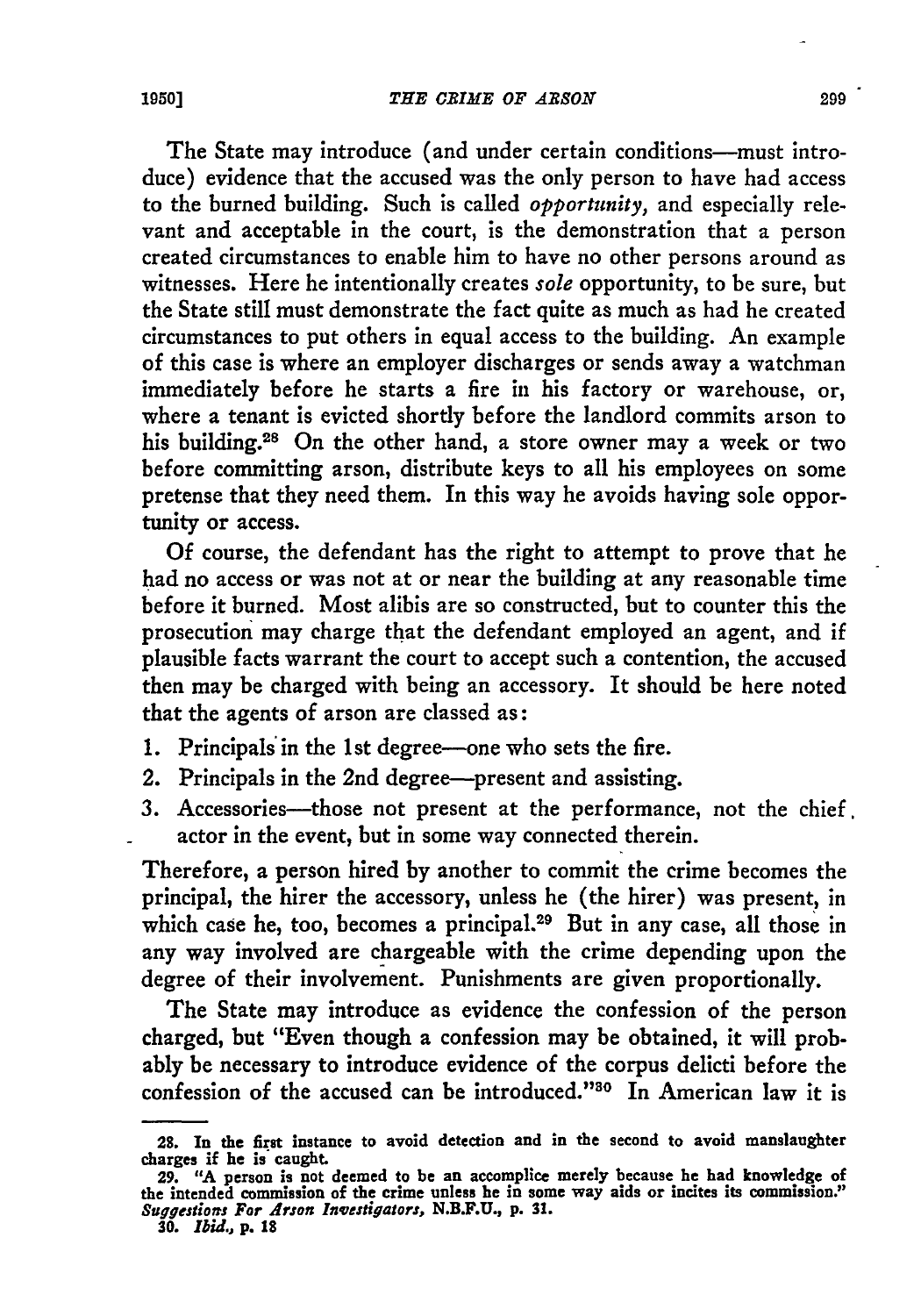The State may introduce (and under certain conditions—must introduce) evidence that the accused was the only person to have had access to the burned building. Such is called *opportunity*, and especially relevant and acceptable in the court, is the demonstration that a person created circumstances to enable him to have no other persons around as witnesses. Here he intentionally creates *sole* opportunity, to be sure, but the State still must demonstrate the fact quite as much as had he created circumstances to put others in equal access to the building. An example of this case is where an employer discharges or sends away a watchman immediately before he starts a fire in his factory or warehouse, or, where a tenant is evicted shortly before the landlord commits arson to his building.[28] On the other hand, a store owner may a week or two before committing arson, distribute keys to all his employees on some pretense that they need them. In this way he avoids having sole opportunity or access.

Of course, the defendant has the right to attempt to prove that he had no access or was not at or near the building at any reasonable time before it burned. Most alibis are so constructed, but to counter this the prosecution may charge that the defendant employed an agent, and if plausible facts warrant the court to accept such a contention, the accused then may be charged with being an accessory. It should be here noted that the agents of arson are classed as:

1. Principals in the 1st degree—one who sets the fire.
2. Principals in the 2nd degree—present and assisting.
3. Accessories—those not present at the performance, not the chief actor in the event, but in some way connected therein.

Therefore, a person hired by another to commit the crime becomes the principal, the hirer the accessory, unless he (the hirer) was present, in which case he, too, becomes a principal.[29] But in any case, all those in any way involved are chargeable with the crime depending upon the degree of their involvement. Punishments are given proportionally.

The State may introduce as evidence the confession of the person charged, but "Even though a confession may be obtained, it will probably be necessary to introduce evidence of the corpus delicti before the confession of the accused can be introduced."[30] In American law it is

---

28. In the first instance to avoid detection and in the second to avoid manslaughter charges if he is caught.

29. "A person is not deemed to be an accomplice merely because he had knowledge of the intended commission of the crime unless he in some way aids or incites its commission." *Suggestions For Arson Investigators*, N.B.F.U., p. 31.

30. *Ibid.*, p. 18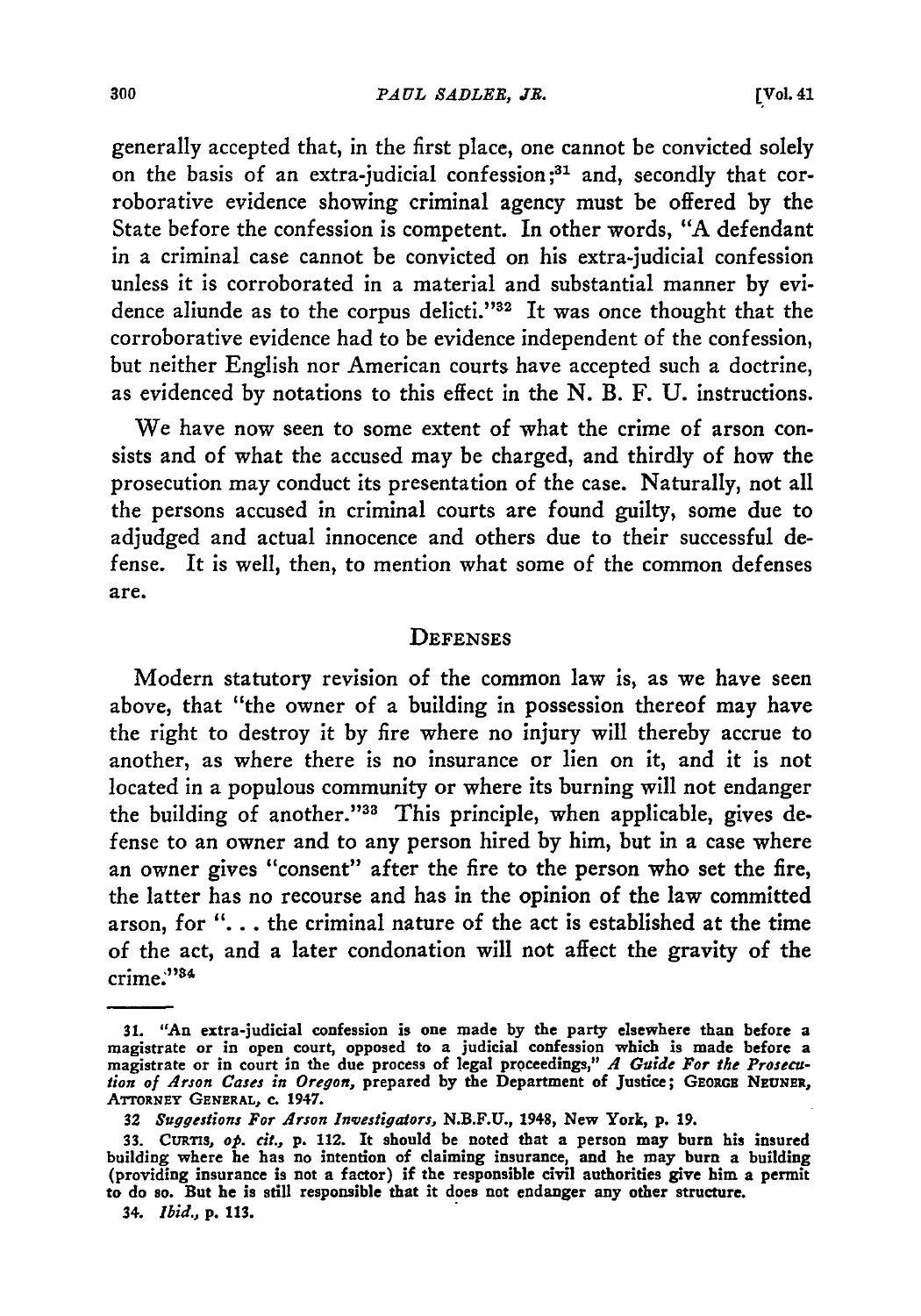generally accepted that, in the first place, one cannot be convicted solely on the basis of an extra-judicial confession;[31] and, secondly that corroborative evidence showing criminal agency must be offered by the State before the confession is competent. In other words, "A defendant in a criminal case cannot be convicted on his extra-judicial confession unless it is corroborated in a material and substantial manner by evidence aliunde as to the corpus delicti."[32] It was once thought that the corroborative evidence had to be evidence independent of the confession, but neither English nor American courts have accepted such a doctrine, as evidenced by notations to this effect in the N. B. F. U. instructions.

We have now seen to some extent of what the crime of arson consists and of what the accused may be charged, and thirdly of how the prosecution may conduct its presentation of the case. Naturally, not all the persons accused in criminal courts are found guilty, some due to adjudged and actual innocence and others due to their successful defense. It is well, then, to mention what some of the common defenses are.

## DEFENSES

Modern statutory revision of the common law is, as we have seen above, that "the owner of a building in possession thereof may have the right to destroy it by fire where no injury will thereby accrue to another, as where there is no insurance or lien on it, and it is not located in a populous community or where its burning will not endanger the building of another."[33] This principle, when applicable, gives defense to an owner and to any person hired by him, but in a case where an owner gives "consent" after the fire to the person who set the fire, the latter has no recourse and has in the opinion of the law committed arson, for ". . . the criminal nature of the act is established at the time of the act, and a later condonation will not affect the gravity of the crime."[34]

---

31. "An extra-judicial confession is one made by the party elsewhere than before a magistrate or in open court, opposed to a judicial confession which is made before a magistrate or in court in the due process of legal proceedings," *A Guide For the Prosecution of Arson Cases in Oregon,* prepared by the Department of Justice; GEORGE NEUNER, ATTORNEY GENERAL, c. 1947.

32 *Suggestions For Arson Investigators,* N.B.F.U., 1948, New York, p. 19.

33. CURTIS, *op. cit.,* p. 112. It should be noted that a person may burn his insured building where he has no intention of claiming insurance, and he may burn a building (providing insurance is not a factor) if the responsible civil authorities give him a permit to do so. But he is still responsible that it does not endanger any other structure.

34. *Ibid.,* p. 113.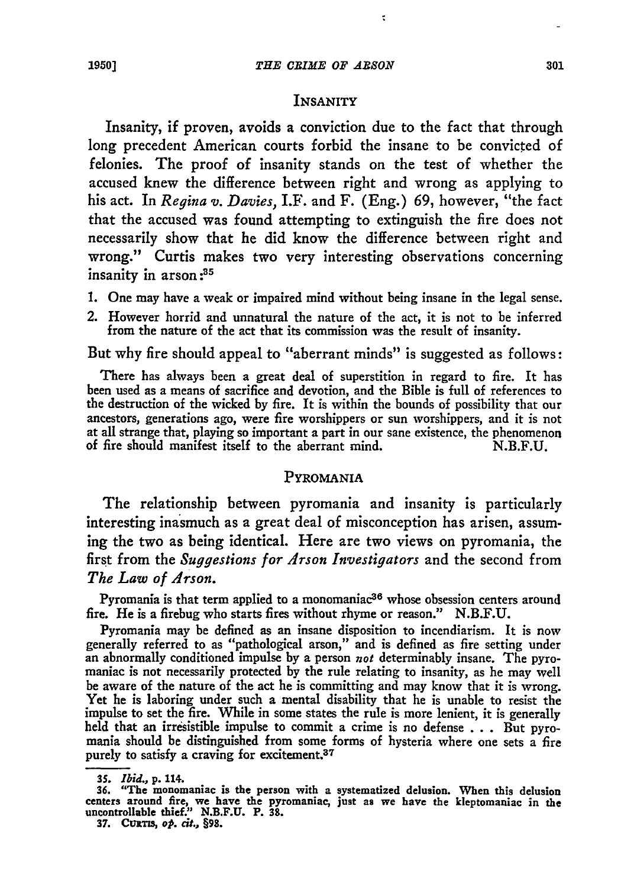## INSANITY

Insanity, if proven, avoids a conviction due to the fact that through long precedent American courts forbid the insane to be convicted of felonies. The proof of insanity stands on the test of whether the accused knew the difference between right and wrong as applying to his act. In *Regina v. Davies,* I.F. and F. (Eng.) 69, however, "the fact that the accused was found attempting to extinguish the fire does not necessarily show that he did know the difference between right and wrong." Curtis makes two very interesting observations concerning insanity in arson:[35]

1. One may have a weak or impaired mind without being insane in the legal sense.
2. However horrid and unnatural the nature of the act, it is not to be inferred from the nature of the act that its commission was the result of insanity.

But why fire should appeal to "aberrant minds" is suggested as follows:

> There has always been a great deal of superstition in regard to fire. It has been used as a means of sacrifice and devotion, and the Bible is full of references to the destruction of the wicked by fire. It is within the bounds of possibility that our ancestors, generations ago, were fire worshippers or sun worshippers, and it is not at all strange that, playing so important a part in our sane existence, the phenomenon of fire should manifest itself to the aberrant mind. N.B.F.U.

## PYROMANIA

The relationship between pyromania and insanity is particularly interesting inasmuch as a great deal of misconception has arisen, assuming the two as being identical. Here are two views on pyromania, the first from the *Suggestions for Arson Investigators* and the second from *The Law of Arson.*

> Pyromania is that term applied to a monomaniac[36] whose obsession centers around fire. He is a firebug who starts fires without rhyme or reason." N.B.F.U.

> Pyromania may be defined as an insane disposition to incendiarism. It is now generally referred to as "pathological arson," and is defined as fire setting under an abnormally conditioned impulse by a person *not* determinably insane. The pyromaniac is not necessarily protected by the rule relating to insanity, as he may well be aware of the nature of the act he is committing and may know that it is wrong. Yet he is laboring under such a mental disability that he is unable to resist the impulse to set the fire. While in some states the rule is more lenient, it is generally held that an irresistible impulse to commit a crime is no defense . . . But pyromania should be distinguished from some forms of hysteria where one sets a fire purely to satisfy a craving for excitement.[37]

---

35. *Ibid.,* p. 114.
36. "The monomaniac is the person with a systematized delusion. When this delusion centers around fire, we have the pyromaniac, just as we have the kleptomaniac in the uncontrollable thief." N.B.F.U. P. 38.
37. CURTIS, *op. cit.,* §98.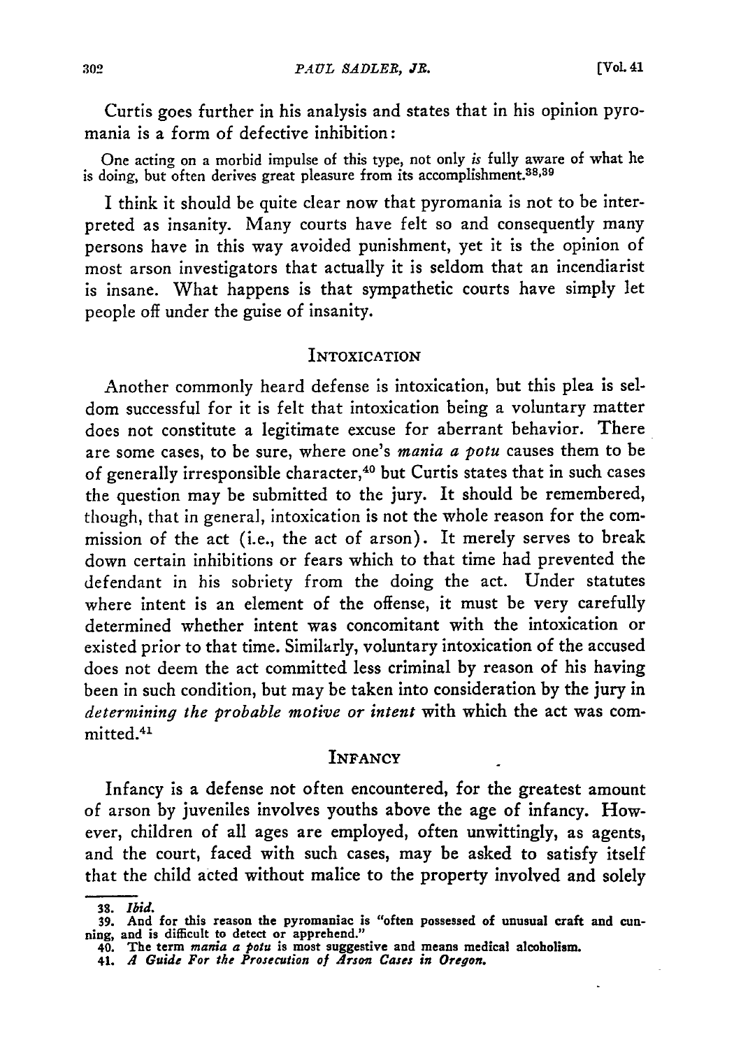Curtis goes further in his analysis and states that in his opinion pyromania is a form of defective inhibition:

> One acting on a morbid impulse of this type, not only *is* fully aware of what he is doing, but often derives great pleasure from its accomplishment.[38,39]

I think it should be quite clear now that pyromania is not to be interpreted as insanity. Many courts have felt so and consequently many persons have in this way avoided punishment, yet it is the opinion of most arson investigators that actually it is seldom that an incendiarist is insane. What happens is that sympathetic courts have simply let people off under the guise of insanity.

## INTOXICATION

Another commonly heard defense is intoxication, but this plea is seldom successful for it is felt that intoxication being a voluntary matter does not constitute a legitimate excuse for aberrant behavior. There are some cases, to be sure, where one's *mania a potu* causes them to be of generally irresponsible character,[40] but Curtis states that in such cases the question may be submitted to the jury. It should be remembered, though, that in general, intoxication is not the whole reason for the commission of the act (i.e., the act of arson). It merely serves to break down certain inhibitions or fears which to that time had prevented the defendant in his sobriety from the doing the act. Under statutes where intent is an element of the offense, it must be very carefully determined whether intent was concomitant with the intoxication or existed prior to that time. Similarly, voluntary intoxication of the accused does not deem the act committed less criminal by reason of his having been in such condition, but may be taken into consideration by the jury in *determining the probable motive or intent* with which the act was committed.[41]

## INFANCY

Infancy is a defense not often encountered, for the greatest amount of arson by juveniles involves youths above the age of infancy. However, children of all ages are employed, often unwittingly, as agents, and the court, faced with such cases, may be asked to satisfy itself that the child acted without malice to the property involved and solely

---

38. *Ibid.*
39. And for this reason the pyromaniac is "often possessed of unusual craft and cunning, and is difficult to detect or apprehend."
40. The term *mania a potu* is most suggestive and means medical alcoholism.
41. *A Guide For the Prosecution of Arson Cases in Oregon.*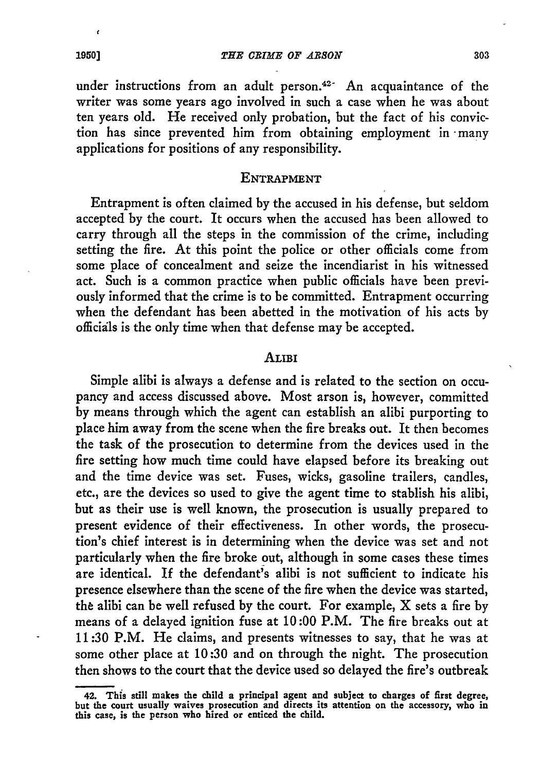under instructions from an adult person.[42] An acquaintance of the writer was some years ago involved in such a case when he was about ten years old. He received only probation, but the fact of his conviction has since prevented him from obtaining employment in many applications for positions of any responsibility.

## ENTRAPMENT

Entrapment is often claimed by the accused in his defense, but seldom accepted by the court. It occurs when the accused has been allowed to carry through all the steps in the commission of the crime, including setting the fire. At this point the police or other officials come from some place of concealment and seize the incendiarist in his witnessed act. Such is a common practice when public officials have been previously informed that the crime is to be committed. Entrapment occurring when the defendant has been abetted in the motivation of his acts by officials is the only time when that defense may be accepted.

## ALIBI

Simple alibi is always a defense and is related to the section on occupancy and access discussed above. Most arson is, however, committed by means through which the agent can establish an alibi purporting to place him away from the scene when the fire breaks out. It then becomes the task of the prosecution to determine from the devices used in the fire setting how much time could have elapsed before its breaking out and the time device was set. Fuses, wicks, gasoline trailers, candles, etc., are the devices so used to give the agent time to stablish his alibi, but as their use is well known, the prosecution is usually prepared to present evidence of their effectiveness. In other words, the prosecution's chief interest is in determining when the device was set and not particularly when the fire broke out, although in some cases these times are identical. If the defendant's alibi is not sufficient to indicate his presence elsewhere than the scene of the fire when the device was started, the alibi can be well refused by the court. For example, X sets a fire by means of a delayed ignition fuse at 10:00 P.M. The fire breaks out at 11:30 P.M. He claims, and presents witnesses to say, that he was at some other place at 10:30 and on through the night. The prosecution then shows to the court that the device used so delayed the fire's outbreak

42. This still makes the child a principal agent and subject to charges of first degree, but the court usually waives prosecution and directs its attention on the accessory, who in this case, is the person who hired or enticed the child.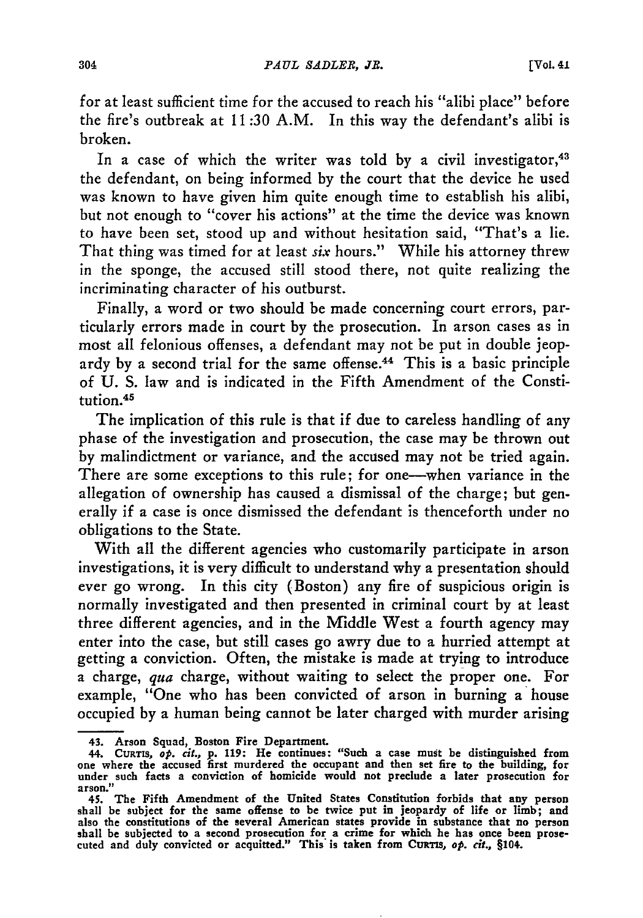for at least sufficient time for the accused to reach his "alibi place" before the fire's outbreak at 11:30 A.M. In this way the defendant's alibi is broken.

In a case of which the writer was told by a civil investigator,[43] the defendant, on being informed by the court that the device he used was known to have given him quite enough time to establish his alibi, but not enough to "cover his actions" at the time the device was known to have been set, stood up and without hesitation said, "That's a lie. That thing was timed for at least *six* hours." While his attorney threw in the sponge, the accused still stood there, not quite realizing the incriminating character of his outburst.

Finally, a word or two should be made concerning court errors, particularly errors made in court by the prosecution. In arson cases as in most all felonious offenses, a defendant may not be put in double jeopardy by a second trial for the same offense.[44] This is a basic principle of U. S. law and is indicated in the Fifth Amendment of the Constitution.[45]

The implication of this rule is that if due to careless handling of any phase of the investigation and prosecution, the case may be thrown out by malindictment or variance, and the accused may not be tried again. There are some exceptions to this rule; for one—when variance in the allegation of ownership has caused a dismissal of the charge; but generally if a case is once dismissed the defendant is thenceforth under no obligations to the State.

With all the different agencies who customarily participate in arson investigations, it is very difficult to understand why a presentation should ever go wrong. In this city (Boston) any fire of suspicious origin is normally investigated and then presented in criminal court by at least three different agencies, and in the Middle West a fourth agency may enter into the case, but still cases go awry due to a hurried attempt at getting a conviction. Often, the mistake is made at trying to introduce a charge, *qua* charge, without waiting to select the proper one. For example, "One who has been convicted of arson in burning a house occupied by a human being cannot be later charged with murder arising

---

43. Arson Squad, Boston Fire Department.

44. CURTIS, *op. cit.*, p. 119: He continues: "Such a case must be distinguished from one where the accused first murdered the occupant and then set fire to the building, for under such facts a conviction of homicide would not preclude a later prosecution for arson."

45. The Fifth Amendment of the United States Constitution forbids that any person shall be subject for the same offense to be twice put in jeopardy of life or limb; and also the constitutions of the several American states provide in substance that no person shall be subjected to a second prosecution for a crime for which he has once been prosecuted and duly convicted or acquitted." This is taken from CURTIS, *op. cit.*, §104.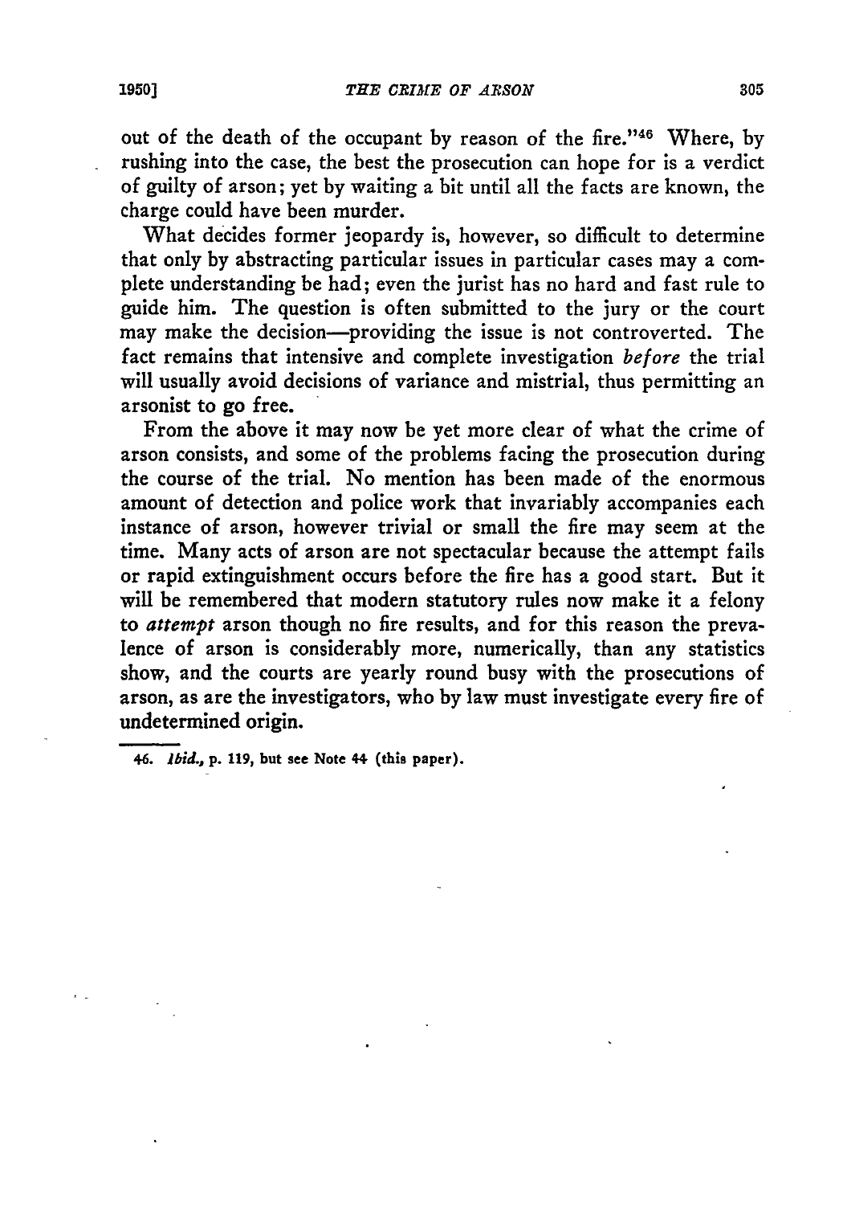out of the death of the occupant by reason of the fire."[46] Where, by rushing into the case, the best the prosecution can hope for is a verdict of guilty of arson; yet by waiting a bit until all the facts are known, the charge could have been murder.

What decides former jeopardy is, however, so difficult to determine that only by abstracting particular issues in particular cases may a complete understanding be had; even the jurist has no hard and fast rule to guide him. The question is often submitted to the jury or the court may make the decision—providing the issue is not controverted. The fact remains that intensive and complete investigation *before* the trial will usually avoid decisions of variance and mistrial, thus permitting an arsonist to go free.

From the above it may now be yet more clear of what the crime of arson consists, and some of the problems facing the prosecution during the course of the trial. No mention has been made of the enormous amount of detection and police work that invariably accompanies each instance of arson, however trivial or small the fire may seem at the time. Many acts of arson are not spectacular because the attempt fails or rapid extinguishment occurs before the fire has a good start. But it will be remembered that modern statutory rules now make it a felony to *attempt* arson though no fire results, and for this reason the prevalence of arson is considerably more, numerically, than any statistics show, and the courts are yearly round busy with the prosecutions of arson, as are the investigators, who by law must investigate every fire of undetermined origin.

---

46. *Ibid.*, p. 119, but see Note 44 (this paper).